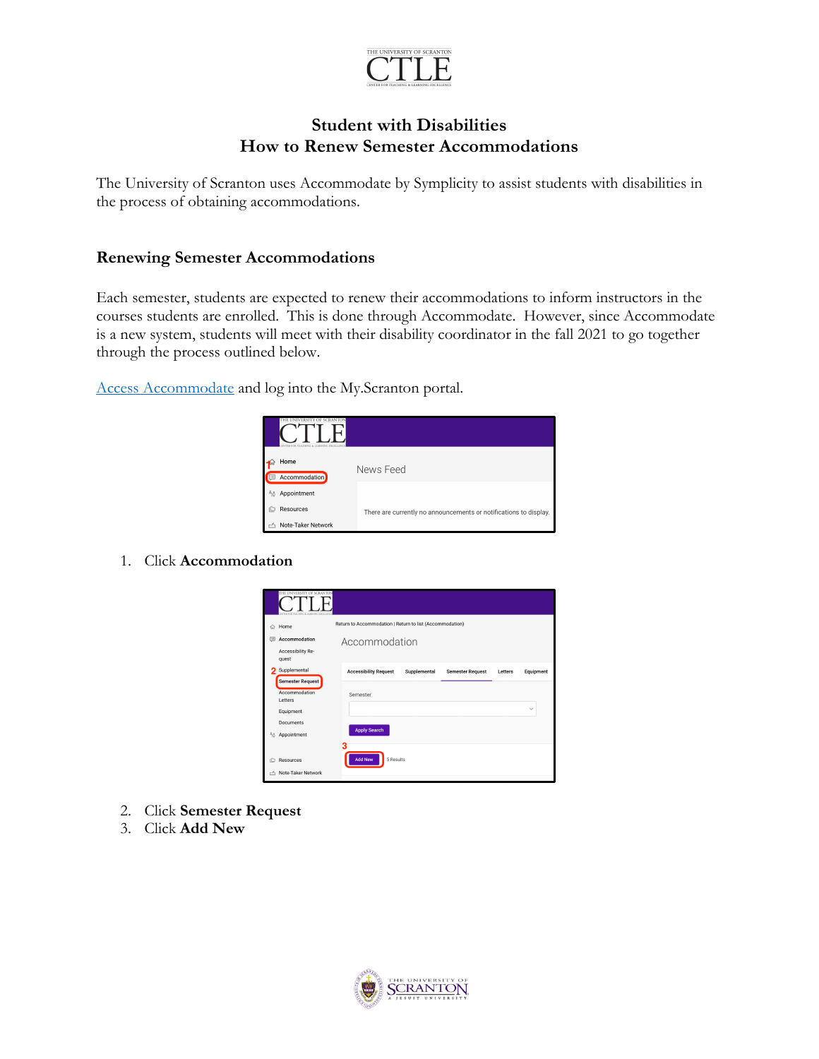# Student with Disabilities
# How to Renew Semester Accommodations

The University of Scranton uses Accommodate by Symplicity to assist students with disabilities in the process of obtaining accommodations.

## Renewing Semester Accommodations

Each semester, students are expected to renew their accommodations to inform instructors in the courses students are enrolled. This is done through Accommodate. However, since Accommodate is a new system, students will meet with their disability coordinator in the fall 2021 to go together through the process outlined below.

Access Accommodate and log into the My.Scranton portal.

1. Click **Accommodation**

2. Click **Semester Request**
3. Click **Add New**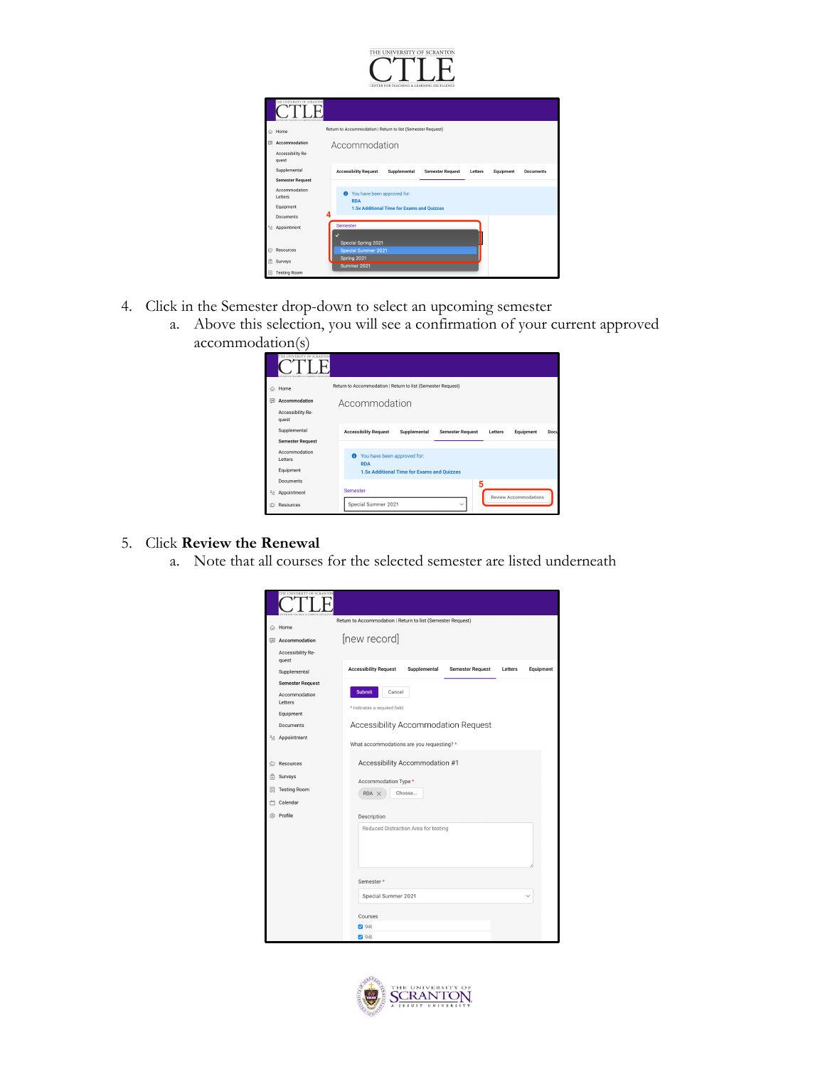4. Click in the Semester drop-down to select an upcoming semester
   a. Above this selection, you will see a confirmation of your current approved accommodation(s)

5. Click **Review the Renewal**
   a. Note that all courses for the selected semester are listed underneath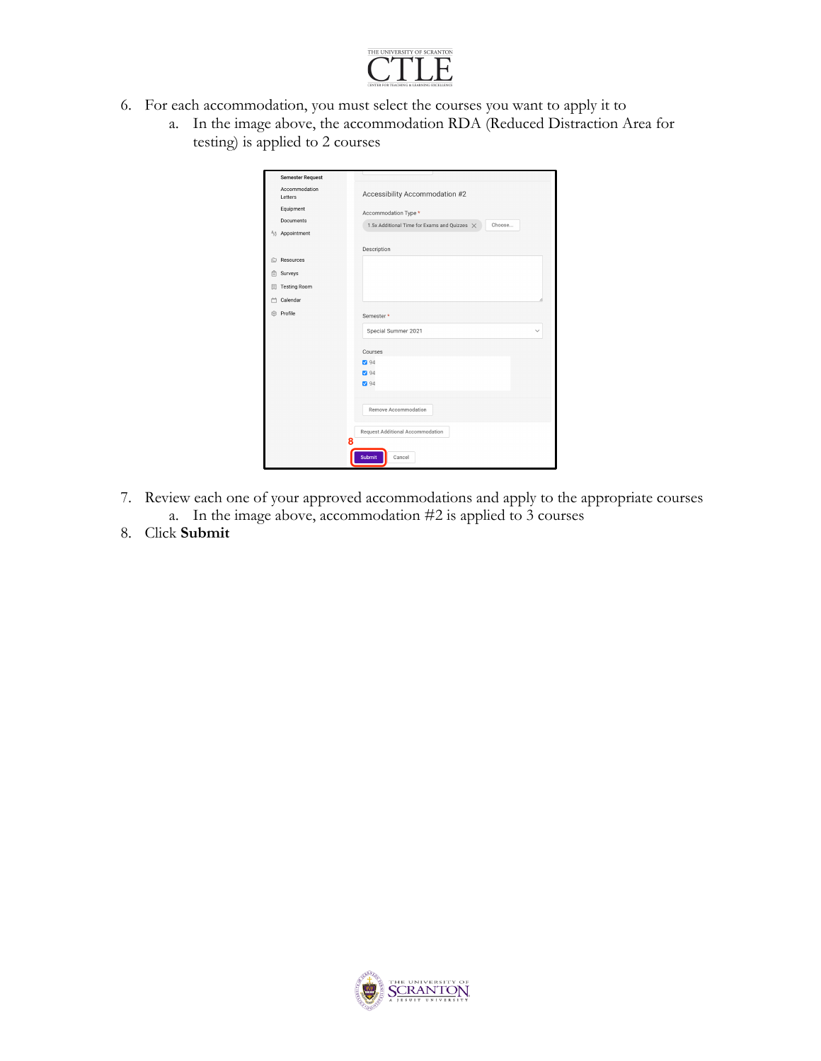6. For each accommodation, you must select the courses you want to apply it to
   a. In the image above, the accommodation RDA (Reduced Distraction Area for testing) is applied to 2 courses

7. Review each one of your approved accommodations and apply to the appropriate courses
   a. In the image above, accommodation #2 is applied to 3 courses
8. Click **Submit**